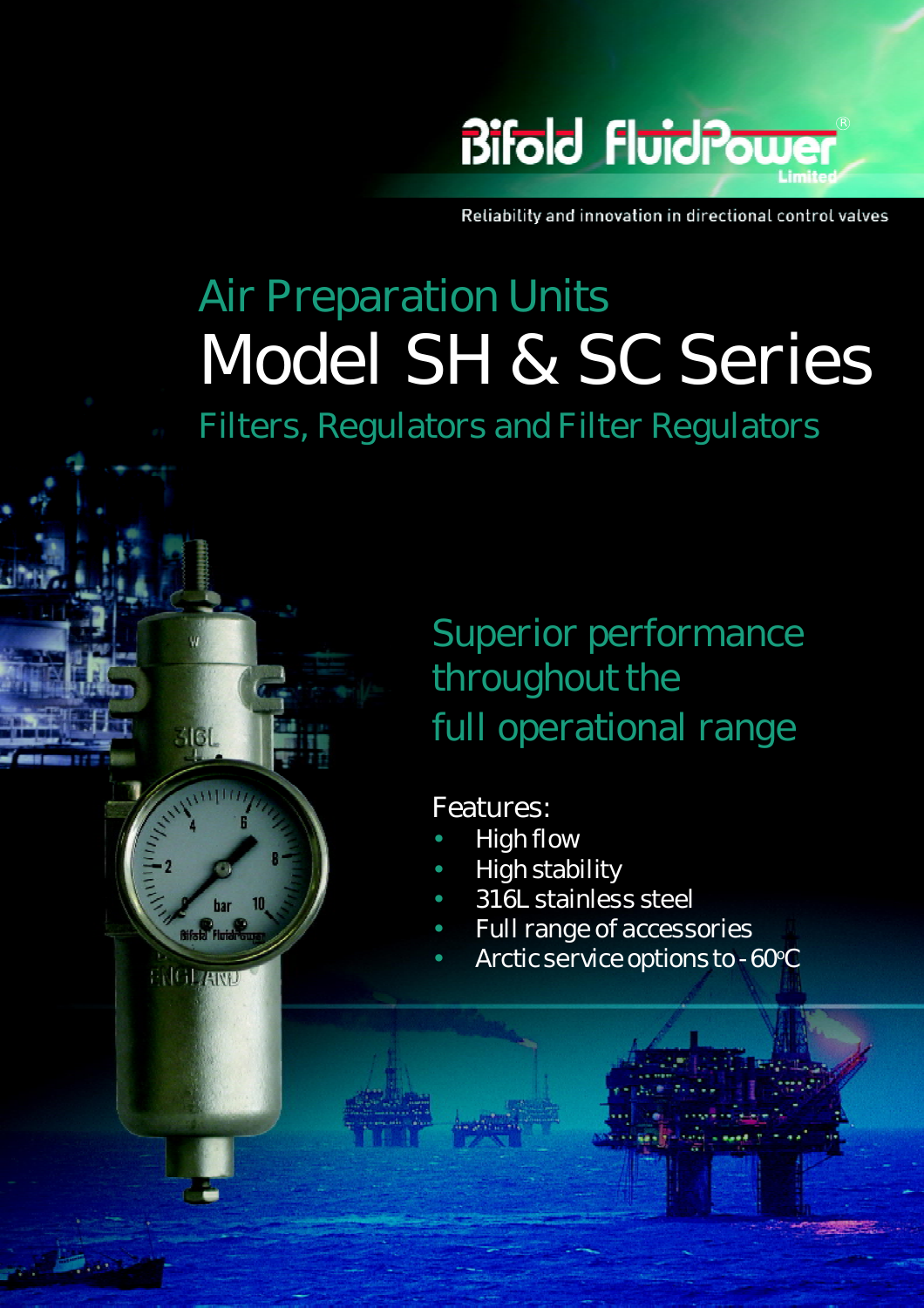Bifold FluidPower Limited

Reliability and innovation in directional control valves

## Air Preparation Units

# Model SH & SC Series

## Filters, Regulators and Filter Regulators

### Superior performance throughout the full operational range

Features:

- High flow
- High stability
- 316L stainless steel
- Full range of accessories
- Arctic service options to -60°C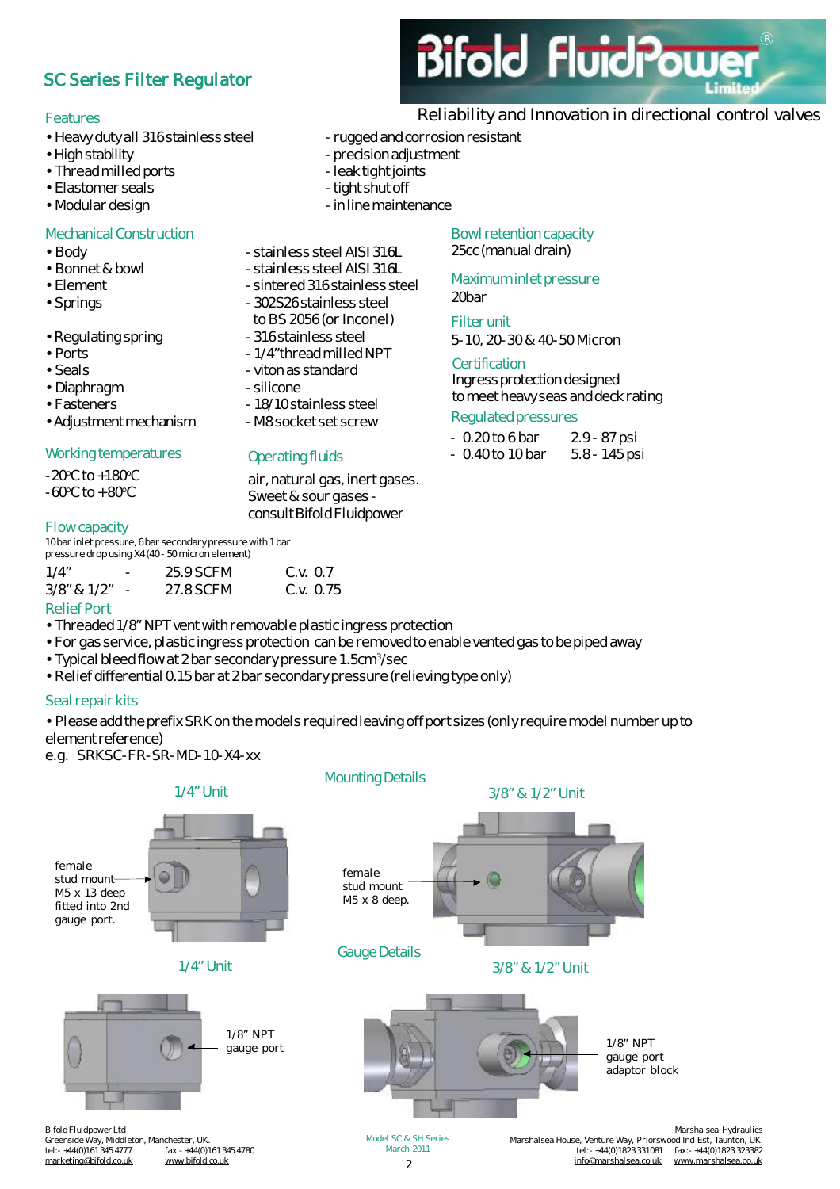# SC Series Filter Regulator

Reliability and Innovation in directional control valves

## Features

- Heavy duty all 316 stainless steel - rugged and corrosion resistant
- High stability - precision adjustment
- Thread milled ports - leak tight joints
- Elastomer seals - tight shut off
- Modular design - in line maintenance

## Mechanical Construction

- Body - stainless steel AISI 316L
- Bonnet & bowl - stainless steel AISI 316L
- Element - sintered 316 stainless steel
- Springs - 302S26 stainless steel to BS 2056 (or Inconel)
- Regulating spring - 316 stainless steel
- Ports - 1/4" thread milled NPT
- Seals - viton as standard
- Diaphragm - silicone
- Fasteners - 18/10 stainless steel
- Adjustment mechanism - M8 socket set screw

## Working temperatures

- -20ºC to +180ºC
- -60ºC to +80ºC

## Operating fluids

air, natural gas, inert gases. Sweet & sour gases - consult Bifold Fluidpower

## Bowl retention capacity

25cc (manual drain)

## Maximum inlet pressure

20bar

## Filter unit

5-10, 20-30 & 40-50 Micron

## Certification

Ingress protection designed to meet heavy seas and deck rating

## Regulated pressures

| | |
|---|---|
| - 0.20 to 6 bar | 2.9 - 87 psi |
| - 0.40 to 10 bar | 5.8 - 145 psi |

## Flow capacity

10 bar inlet pressure, 6 bar secondary pressure with 1 bar pressure drop using X4 (40 - 50 micron element)

| | | | |
|---|---|---|---|
| 1/4" | - | 25.9 SCFM | C.v. 0.7 |
| 3/8" & 1/2" | - | 27.8 SCFM | C.v. 0.75 |

## Relief Port

- Threaded 1/8" NPT vent with removable plastic ingress protection
- For gas service, plastic ingress protection can be removed to enable vented gas to be piped away
- Typical bleed flow at 2 bar secondary pressure 1.5cm³/sec
- Relief differential 0.15 bar at 2 bar secondary pressure (relieving type only)

## Seal repair kits

- Please add the prefix SRK on the models required leaving off port sizes (only require model number up to element reference)

e.g. SRKSC-FR-SR-MD-10-X4-xx

## Mounting Details

1/4" Unit

female stud mount M5 x 13 deep fitted into 2nd gauge port.

3/8" & 1/2" Unit

female stud mount M5 x 8 deep.

## Gauge Details

1/4" Unit

1/8" NPT gauge port

3/8" & 1/2" Unit

1/8" NPT gauge port adaptor block

Bifold Fluidpower Ltd
Greenside Way, Middleton, Manchester, UK.
tel:- +44(0)161 345 4777 fax:- +44(0)161 345 4780
marketing@bifold.co.uk www.bifold.co.uk

Model SC & SH Series
March 2011

Marshalsea Hydraulics
Marshalsea House, Venture Way, Priorswood Ind Est, Taunton, UK.
tel:- +44(0)1823 331081 fax:- +44(0)1823 323382
info@marshalsea.co.uk www.marshalsea.co.uk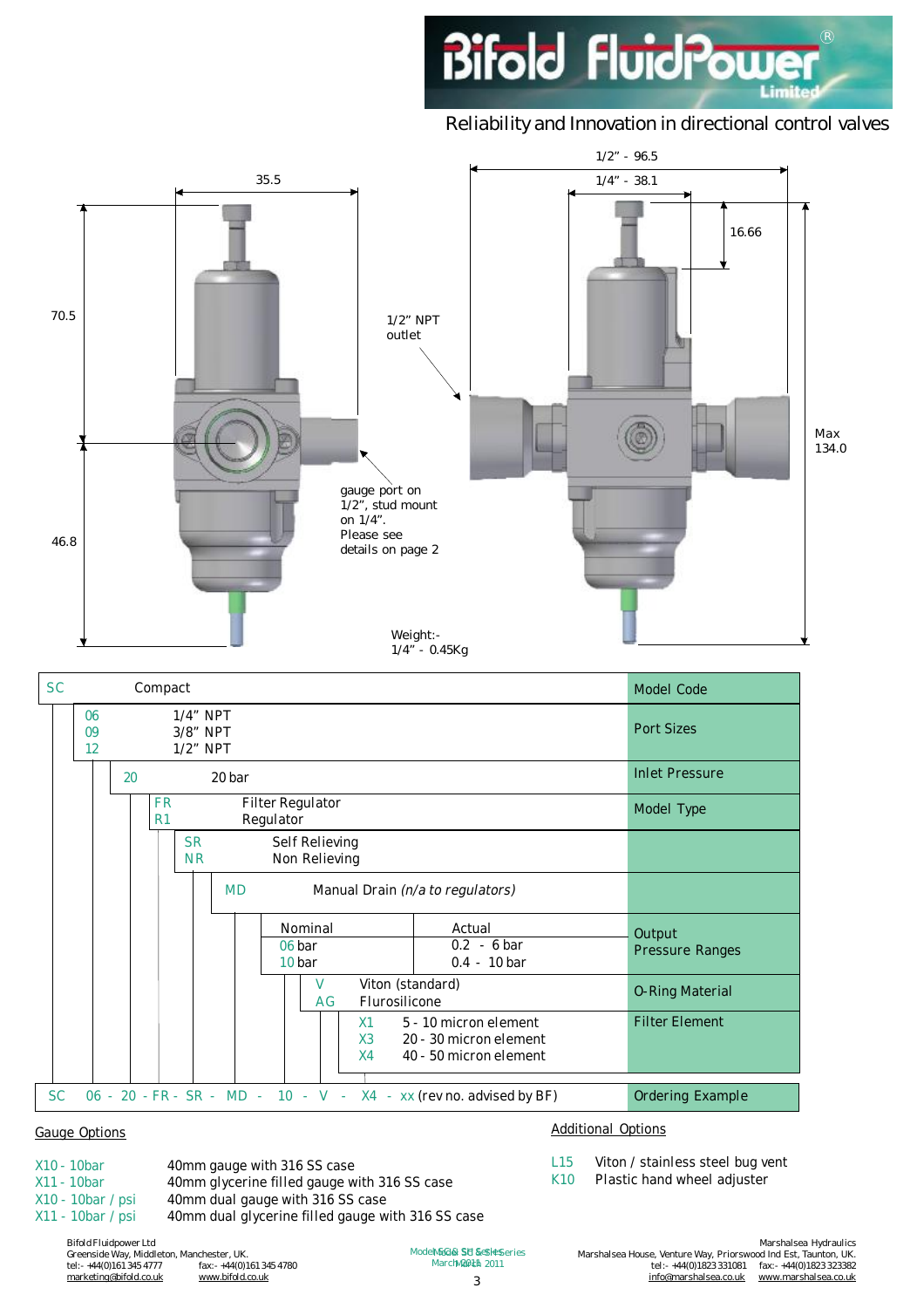**Bifold FluidPower Limited®**

Reliability and Innovation in directional control valves

35.5

70.5

46.8

1/2" NPT outlet

gauge port on 1/2", stud mount on 1/4". Please see details on page 2

Weight:- 1/4" - 0.45Kg

1/2" - 96.5

1/4" - 38.1

16.66

Max 134.0

| Code | Description | Category |
|---|---|---|
| SC | Compact | Model Code |
| 06 | 1/4" NPT | Port Sizes |
| 09 | 3/8" NPT | |
| 12 | 1/2" NPT | |
| 20 | 20 bar | Inlet Pressure |
| FR | Filter Regulator | Model Type |
| R1 | Regulator | |
| SR | Self Relieving | |
| NR | Non Relieving | |
| MD | Manual Drain *(n/a to regulators)* | |
| Nominal | Actual | Output Pressure Ranges |
| 06 bar | 0.2 - 6 bar | |
| 10 bar | 0.4 - 10 bar | |
| V | Viton (standard) | O-Ring Material |
| AG | Flurosilicone | |
| X1 | 5 - 10 micron element | Filter Element |
| X3 | 20 - 30 micron element | |
| X4 | 40 - 50 micron element | |
| SC 06 - 20 - FR - SR - MD - 10 - V - X4 - xx (rev no. advised by BF) | | Ordering Example |

## Gauge Options

| Code | Description |
|---|---|
| X10 - 10bar | 40mm gauge with 316 SS case |
| X11 - 10bar | 40mm glycerine filled gauge with 316 SS case |
| X10 - 10bar / psi | 40mm dual gauge with 316 SS case |
| X11 - 10bar / psi | 40mm dual glycerine filled gauge with 316 SS case |

## Additional Options

| Code | Description |
|---|---|
| L15 | Viton / stainless steel bug vent |
| K10 | Plastic hand wheel adjuster |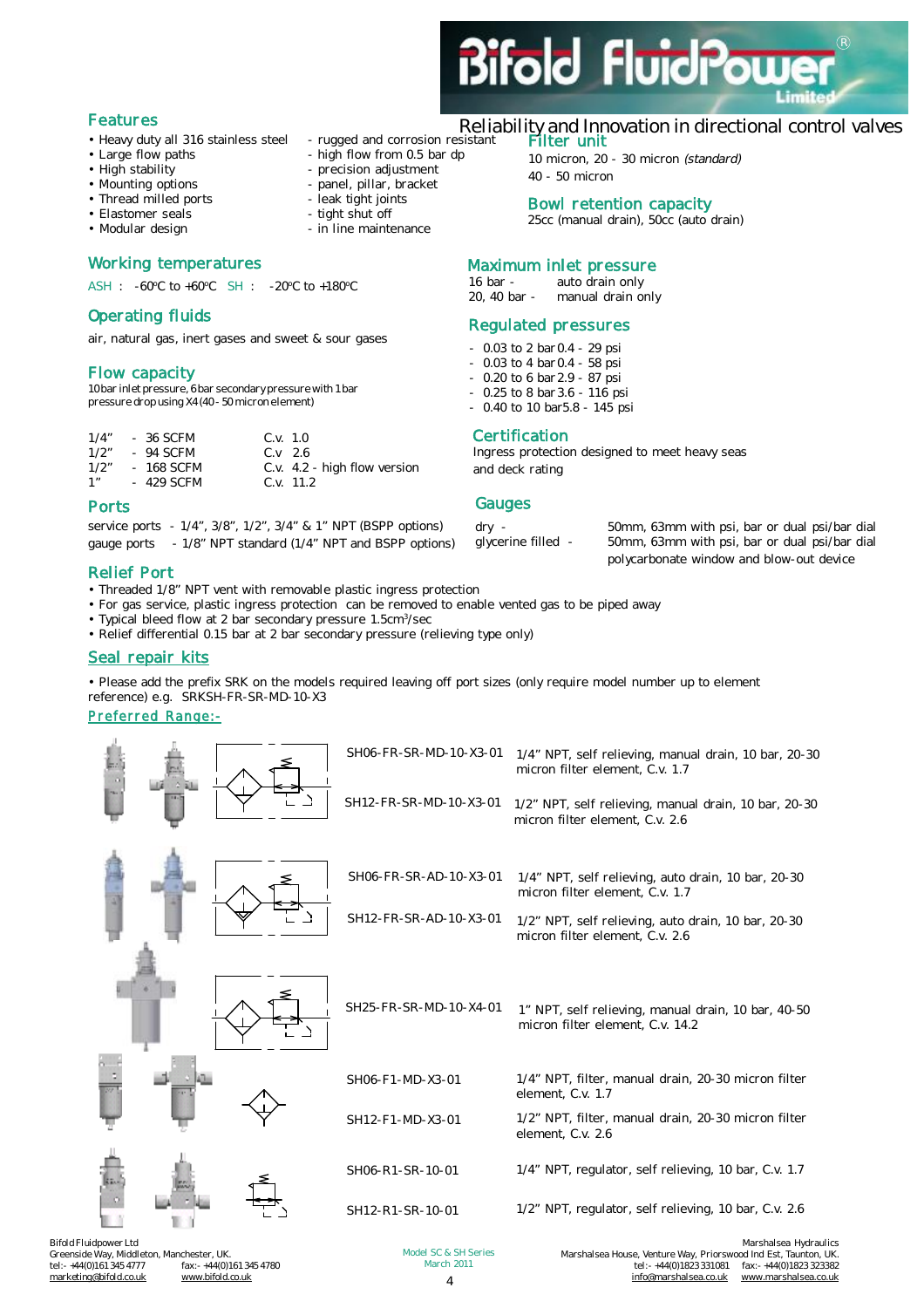Reliability and Innovation in directional control valves

## Features

- Heavy duty all 316 stainless steel - rugged and corrosion resistant
- Large flow paths - high flow from 0.5 bar dp
- High stability - precision adjustment
- Mounting options - panel, pillar, bracket
- Thread milled ports - leak tight joints
- Elastomer seals - tight shut off
- Modular design - in line maintenance

## Working temperatures

ASH : -60ºC to +60ºC SH : -20ºC to +180ºC

## Operating fluids

air, natural gas, inert gases and sweet & sour gases

## Flow capacity

10bar inlet pressure, 6bar secondary pressure with 1bar pressure drop using X4 (40 - 50 micron element)

| | | |
|---|---|---|
| 1/4" | - 36 SCFM | C.v. 1.0 |
| 1/2" | - 94 SCFM | C.v 2.6 |
| 1/2" | - 168 SCFM | C.v. 4.2 - high flow version |
| 1" | - 429 SCFM | C.v. 11.2 |

## Ports

service ports - 1/4", 3/8", 1/2", 3/4" & 1" NPT (BSPP options)
gauge ports - 1/8" NPT standard (1/4" NPT and BSPP options)

## Filter unit

10 micron, 20 - 30 micron *(standard)*
40 - 50 micron

## Bowl retention capacity

25cc (manual drain), 50cc (auto drain)

## Maximum inlet pressure

16 bar - auto drain only
20, 40 bar - manual drain only

## Regulated pressures

- 0.03 to 2 bar 0.4 - 29 psi
- 0.03 to 4 bar 0.4 - 58 psi
- 0.20 to 6 bar 2.9 - 87 psi
- 0.25 to 8 bar 3.6 - 116 psi
- 0.40 to 10 bar 5.8 - 145 psi

## Certification

Ingress protection designed to meet heavy seas and deck rating

## Gauges

dry - 50mm, 63mm with psi, bar or dual psi/bar dial
glycerine filled - 50mm, 63mm with psi, bar or dual psi/bar dial polycarbonate window and blow-out device

## Relief Port

- Threaded 1/8" NPT vent with removable plastic ingress protection
- For gas service, plastic ingress protection can be removed to enable vented gas to be piped away
- Typical bleed flow at 2 bar secondary pressure 1.5cm³/sec
- Relief differential 0.15 bar at 2 bar secondary pressure (relieving type only)

## Seal repair kits

- Please add the prefix SRK on the models required leaving off port sizes (only require model number up to element reference) e.g. SRKSH-FR-SR-MD-10-X3

### Preferred Range:-

| Model | Description |
|---|---|
| SH06-FR-SR-MD-10-X3-01 | 1/4" NPT, self relieving, manual drain, 10 bar, 20-30 micron filter element, C.v. 1.7 |
| SH12-FR-SR-MD-10-X3-01 | 1/2" NPT, self relieving, manual drain, 10 bar, 20-30 micron filter element, C.v. 2.6 |
| SH06-FR-SR-AD-10-X3-01 | 1/4" NPT, self relieving, auto drain, 10 bar, 20-30 micron filter element, C.v. 1.7 |
| SH12-FR-SR-AD-10-X3-01 | 1/2" NPT, self relieving, auto drain, 10 bar, 20-30 micron filter element, C.v. 2.6 |
| SH25-FR-SR-MD-10-X4-01 | 1" NPT, self relieving, manual drain, 10 bar, 40-50 micron filter element, C.v. 14.2 |
| SH06-F1-MD-X3-01 | 1/4" NPT, filter, manual drain, 20-30 micron filter element, C.v. 1.7 |
| SH12-F1-MD-X3-01 | 1/2" NPT, filter, manual drain, 20-30 micron filter element, C.v. 2.6 |
| SH06-R1-SR-10-01 | 1/4" NPT, regulator, self relieving, 10 bar, C.v. 1.7 |
| SH12-R1-SR-10-01 | 1/2" NPT, regulator, self relieving, 10 bar, C.v. 2.6 |

Bifold Fluidpower Ltd
Greenside Way, Middleton, Manchester, UK.
tel:- +44(0)161 345 4777 fax:- +44(0)161 345 4780
marketing@bifold.co.uk www.bifold.co.uk

Model SC & SH Series
March 2011

Marshalsea Hydraulics
Marshalsea House, Venture Way, Priorswood Ind Est, Taunton, UK.
tel:- +44(0)1823 331081 fax:- +44(0)1823 323382
info@marshalsea.co.uk www.marshalsea.co.uk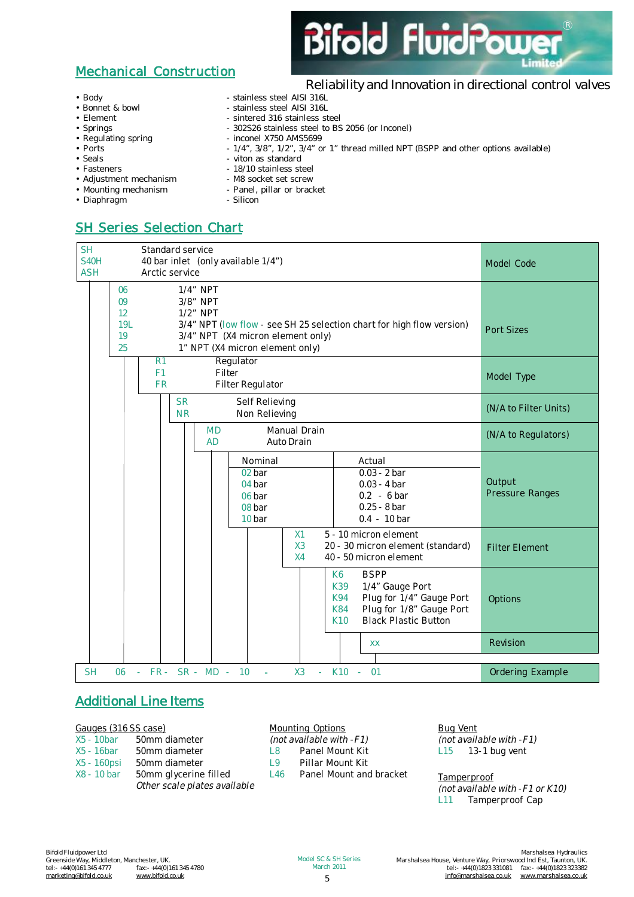Reliability and Innovation in directional control valves

## Mechanical Construction

- Body - stainless steel AISI 316L
- Bonnet & bowl - stainless steel AISI 316L
- Element - sintered 316 stainless steel
- Springs - 302S26 stainless steel to BS 2056 (or Inconel)
- Regulating spring - inconel X750 AMS5699
- Ports - 1/4", 3/8", 1/2", 3/4" or 1" thread milled NPT (BSPP and other options available)
- Seals - viton as standard
- Fasteners - 18/10 stainless steel
- Adjustment mechanism - M8 socket set screw
- Mounting mechanism - Panel, pillar or bracket
- Diaphragm - Silicon

## SH Series Selection Chart

| Code | Description | Category |
|---|---|---|
| SH | Standard service | Model Code |
| S40H | 40 bar inlet (only available 1/4") | |
| ASH | Arctic service | |
| 06 | 1/4" NPT | Port Sizes |
| 09 | 3/8" NPT | |
| 12 | 1/2" NPT | |
| 19L | 3/4" NPT (low flow - see SH 25 selection chart for high flow version) | |
| 19 | 3/4" NPT (X4 micron element only) | |
| 25 | 1" NPT (X4 micron element only) | |
| R1 | Regulator | Model Type |
| F1 | Filter | |
| FR | Filter Regulator | |
| SR | Self Relieving | (N/A to Filter Units) |
| NR | Non Relieving | |
| MD | Manual Drain | (N/A to Regulators) |
| AD | Auto Drain | |

| Nominal | Actual | Category |
|---|---|---|
| 02 bar | 0.03 - 2 bar | Output Pressure Ranges |
| 04 bar | 0.03 - 4 bar | |
| 06 bar | 0.2 - 6 bar | |
| 08 bar | 0.25 - 8 bar | |
| 10 bar | 0.4 - 10 bar | |

| Code | Description | Category |
|---|---|---|
| X1 | 5 - 10 micron element | Filter Element |
| X3 | 20 - 30 micron element (standard) | |
| X4 | 40 - 50 micron element | |
| K6 | BSPP | Options |
| K39 | 1/4" Gauge Port | |
| K94 | Plug for 1/4" Gauge Port | |
| K84 | Plug for 1/8" Gauge Port | |
| K10 | Black Plastic Button | |
| xx | | Revision |

**Ordering Example:** SH 06 - FR - SR - MD - 10 - X3 - K10 - 01

## Additional Line Items

**Gauges (316 SS case)**

| Code | Description |
|---|---|
| X5 - 10bar | 50mm diameter |
| X5 - 16bar | 50mm diameter |
| X5 - 160psi | 50mm diameter |
| X8 - 10 bar | 50mm glycerine filled |

*Other scale plates available*

**Mounting Options**

*(not available with -F1)*

| Code | Description |
|---|---|
| L8 | Panel Mount Kit |
| L9 | Pillar Mount Kit |
| L46 | Panel Mount and bracket |

**Bug Vent**

*(not available with -F1)*

| Code | Description |
|---|---|
| L15 | 13-1 bug vent |

**Tamperproof**

*(not available with -F1 or K10)*

| Code | Description |
|---|---|
| L11 | Tamperproof Cap |

Bifold Fluidpower Ltd
Greenside Way, Middleton, Manchester, UK.
tel:- +44(0)161 345 4777 fax:- +44(0)161 345 4780
marketing@bifold.co.uk www.bifold.co.uk

Model SC & SH Series
March 2011

Marshalsea Hydraulics
Marshalsea House, Venture Way, Priorswood Ind Est, Taunton, UK.
tel:- +44(0)1823 331081 fax:- +44(0)1823 323382
info@marshalsea.co.uk www.marshalsea.co.uk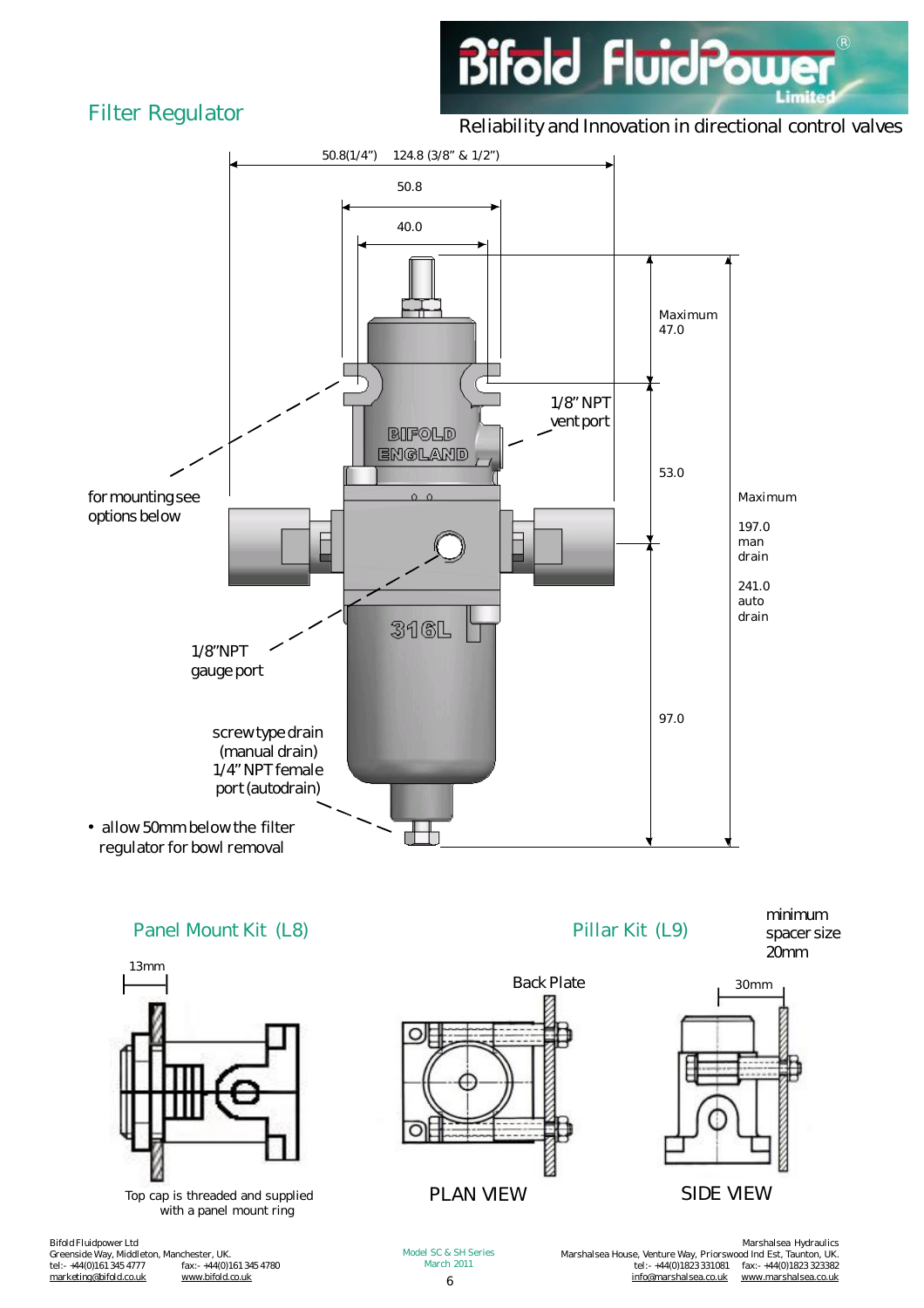## Filter Regulator

Reliability and Innovation in directional control valves

50.8(1/4") 124.8 (3/8" & 1/2")

50.8

40.0

Maximum 47.0

1/8" NPT vent port

53.0

Maximum

197.0 man drain

241.0 auto drain

for mounting see options below

1/8"NPT gauge port

97.0

screw type drain (manual drain) 1/4" NPT female port (autodrain)

- allow 50mm below the filter regulator for bowl removal

### Panel Mount Kit (L8)

13mm

Top cap is threaded and supplied with a panel mount ring

### Pillar Kit (L9)

minimum spacer size 20mm

Back Plate

30mm

PLAN VIEW

SIDE VIEW

Bifold Fluidpower Ltd
Greenside Way, Middleton, Manchester, UK.
tel:- +44(0)161 345 4777 fax:- +44(0)161 345 4780
marketing@bifold.co.uk www.bifold.co.uk

Model SC & SH Series
March 2011

Marshalsea Hydraulics
Marshalsea House, Venture Way, Priorswood Ind Est, Taunton, UK.
tel:- +44(0)1823 331081 fax:- +44(0)1823 323382
info@marshalsea.co.uk www.marshalsea.co.uk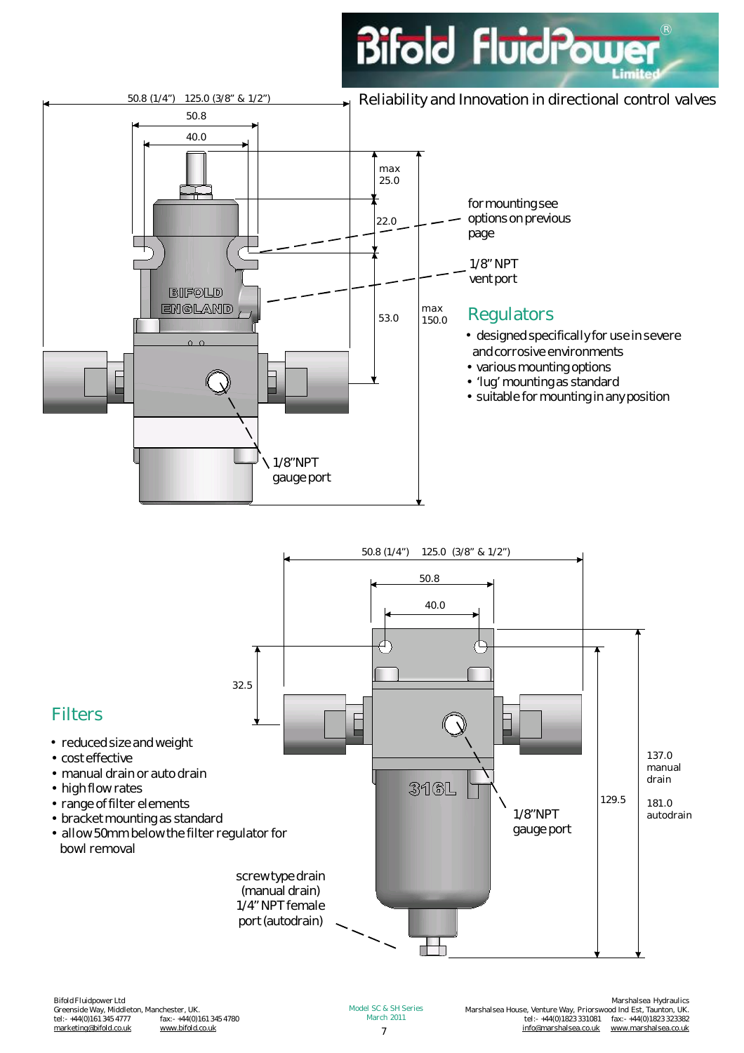Reliability and Innovation in directional control valves

50.8 (1/4") 125.0 (3/8" & 1/2")

50.8

40.0

max 25.0

22.0

53.0

max 150.0

for mounting see options on previous page

1/8" NPT vent port

1/8"NPT gauge port

## Regulators

- designed specifically for use in severe and corrosive environments
- various mounting options
- 'lug' mounting as standard
- suitable for mounting in any position

50.8 (1/4") 125.0 (3/8" & 1/2")

50.8

40.0

32.5

129.5

137.0 manual drain

181.0 autodrain

1/8"NPT gauge port

screw type drain (manual drain)
1/4" NPT female port (autodrain)

## Filters

- reduced size and weight
- cost effective
- manual drain or auto drain
- high flow rates
- range of filter elements
- bracket mounting as standard
- allow 50mm below the filter regulator for bowl removal

Bifold Fluidpower Ltd
Greenside Way, Middleton, Manchester, UK.
tel:- +44(0)161 345 4777 fax:- +44(0)161 345 4780
marketing@bifold.co.uk www.bifold.co.uk

Model SC & SH Series
March 2011

Marshalsea Hydraulics
Marshalsea House, Venture Way, Priorswood Ind Est, Taunton, UK.
tel:- +44(0)1823 331081 fax:- +44(0)1823 323382
info@marshalsea.co.uk www.marshalsea.co.uk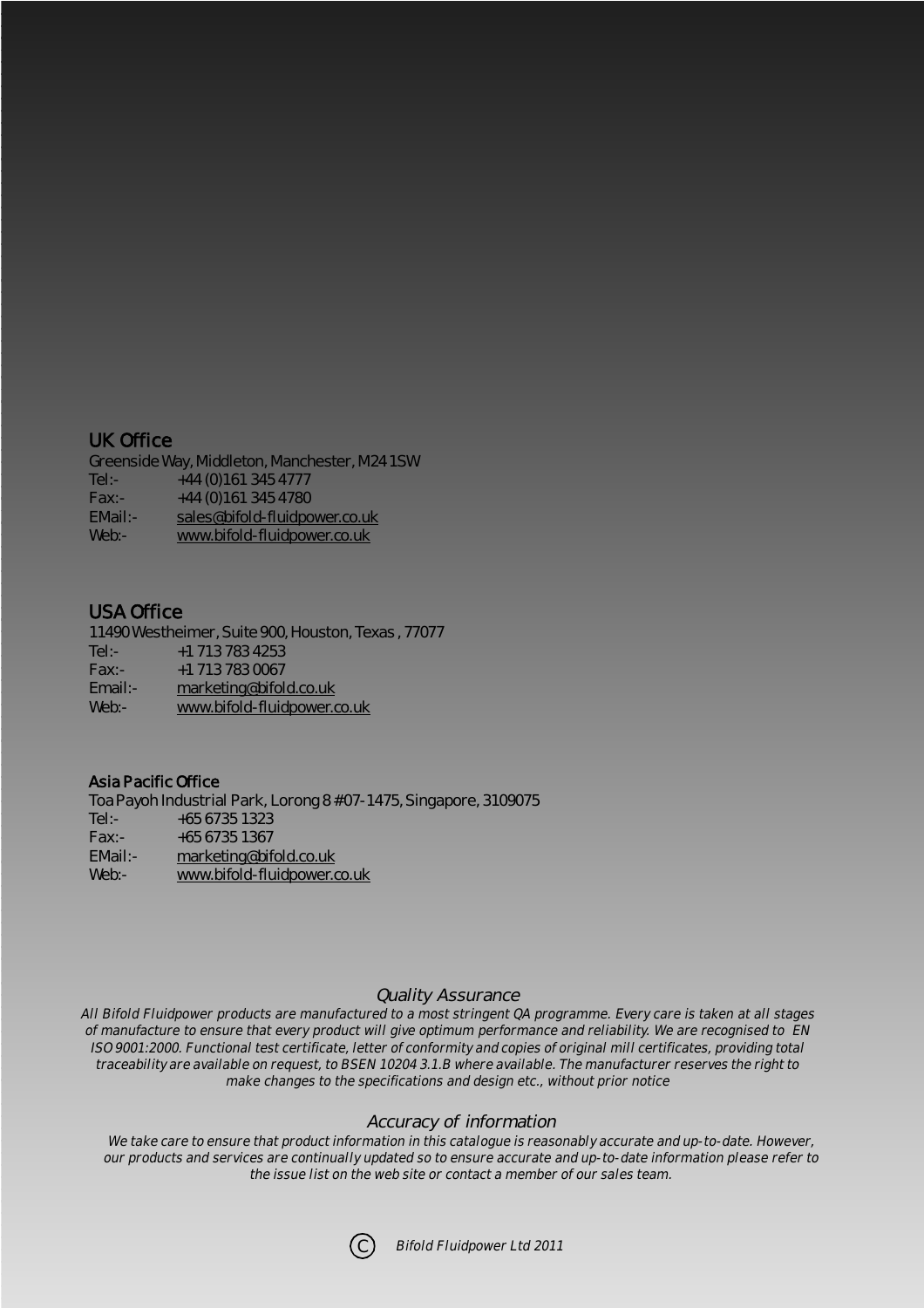## UK Office

Greenside Way, Middleton, Manchester, M24 1SW

Tel:- +44 (0)161 345 4777

Fax:- +44 (0)161 345 4780

EMail:- sales@bifold-fluidpower.co.uk

Web:- www.bifold-fluidpower.co.uk

## USA Office

11490 Westheimer, Suite 900, Houston, Texas , 77077

Tel:- +1 713 783 4253

Fax:- +1 713 783 0067

Email:- marketing@bifold.co.uk

Web:- www.bifold-fluidpower.co.uk

### Asia Pacific Office

Toa Payoh Industrial Park, Lorong 8 #07-1475, Singapore, 3109075

Tel:- +65 6735 1323

Fax:- +65 6735 1367

EMail:- marketing@bifold.co.uk

Web:- www.bifold-fluidpower.co.uk

*Quality Assurance*

*All Bifold Fluidpower products are manufactured to a most stringent QA programme. Every care is taken at all stages of manufacture to ensure that every product will give optimum performance and reliability. We are recognised to EN ISO 9001:2000. Functional test certificate, letter of conformity and copies of original mill certificates, providing total traceability are available on request, to BSEN 10204 3.1.B where available. The manufacturer reserves the right to make changes to the specifications and design etc., without prior notice*

*Accuracy of information*

*We take care to ensure that product information in this catalogue is reasonably accurate and up-to-date. However, our products and services are continually updated so to ensure accurate and up-to-date information please refer to the issue list on the web site or contact a member of our sales team.*

© *Bifold Fluidpower Ltd 2011*